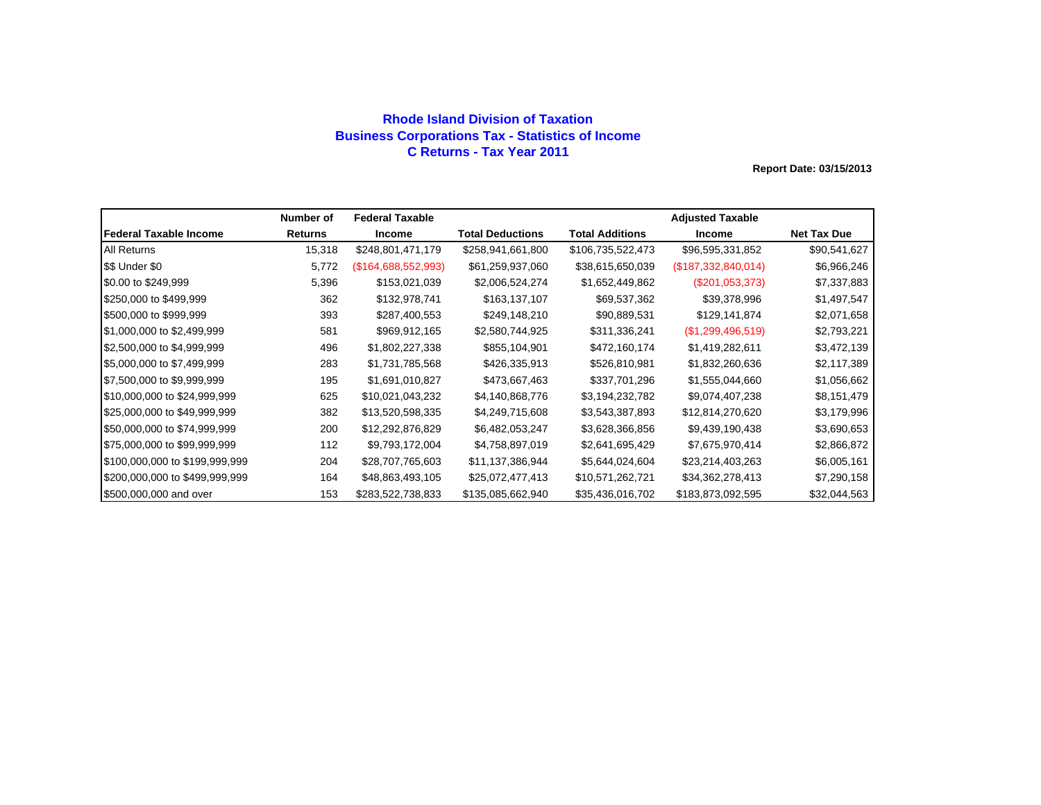# Rhode Island Division of Taxation
## Business Corporations Tax - Statistics of Income
## C Returns - Tax Year 2011

**Report Date: 03/15/2013**

| Federal Taxable Income | Number of Returns | Federal Taxable Income | Total Deductions | Total Additions | Adjusted Taxable Income | Net Tax Due |
|---|---|---|---|---|---|---|
| All Returns | 15,318 | $248,801,471,179 | $258,941,661,800 | $106,735,522,473 | $96,595,331,852 | $90,541,627 |
| $$ Under $0 | 5,772 | ($164,688,552,993) | $61,259,937,060 | $38,615,650,039 | ($187,332,840,014) | $6,966,246 |
| $0.00 to $249,999 | 5,396 | $153,021,039 | $2,006,524,274 | $1,652,449,862 | ($201,053,373) | $7,337,883 |
| $250,000 to $499,999 | 362 | $132,978,741 | $163,137,107 | $69,537,362 | $39,378,996 | $1,497,547 |
| $500,000 to $999,999 | 393 | $287,400,553 | $249,148,210 | $90,889,531 | $129,141,874 | $2,071,658 |
| $1,000,000 to $2,499,999 | 581 | $969,912,165 | $2,580,744,925 | $311,336,241 | ($1,299,496,519) | $2,793,221 |
| $2,500,000 to $4,999,999 | 496 | $1,802,227,338 | $855,104,901 | $472,160,174 | $1,419,282,611 | $3,472,139 |
| $5,000,000 to $7,499,999 | 283 | $1,731,785,568 | $426,335,913 | $526,810,981 | $1,832,260,636 | $2,117,389 |
| $7,500,000 to $9,999,999 | 195 | $1,691,010,827 | $473,667,463 | $337,701,296 | $1,555,044,660 | $1,056,662 |
| $10,000,000 to $24,999,999 | 625 | $10,021,043,232 | $4,140,868,776 | $3,194,232,782 | $9,074,407,238 | $8,151,479 |
| $25,000,000 to $49,999,999 | 382 | $13,520,598,335 | $4,249,715,608 | $3,543,387,893 | $12,814,270,620 | $3,179,996 |
| $50,000,000 to $74,999,999 | 200 | $12,292,876,829 | $6,482,053,247 | $3,628,366,856 | $9,439,190,438 | $3,690,653 |
| $75,000,000 to $99,999,999 | 112 | $9,793,172,004 | $4,758,897,019 | $2,641,695,429 | $7,675,970,414 | $2,866,872 |
| $100,000,000 to $199,999,999 | 204 | $28,707,765,603 | $11,137,386,944 | $5,644,024,604 | $23,214,403,263 | $6,005,161 |
| $200,000,000 to $499,999,999 | 164 | $48,863,493,105 | $25,072,477,413 | $10,571,262,721 | $34,362,278,413 | $7,290,158 |
| $500,000,000 and over | 153 | $283,522,738,833 | $135,085,662,940 | $35,436,016,702 | $183,873,092,595 | $32,044,563 |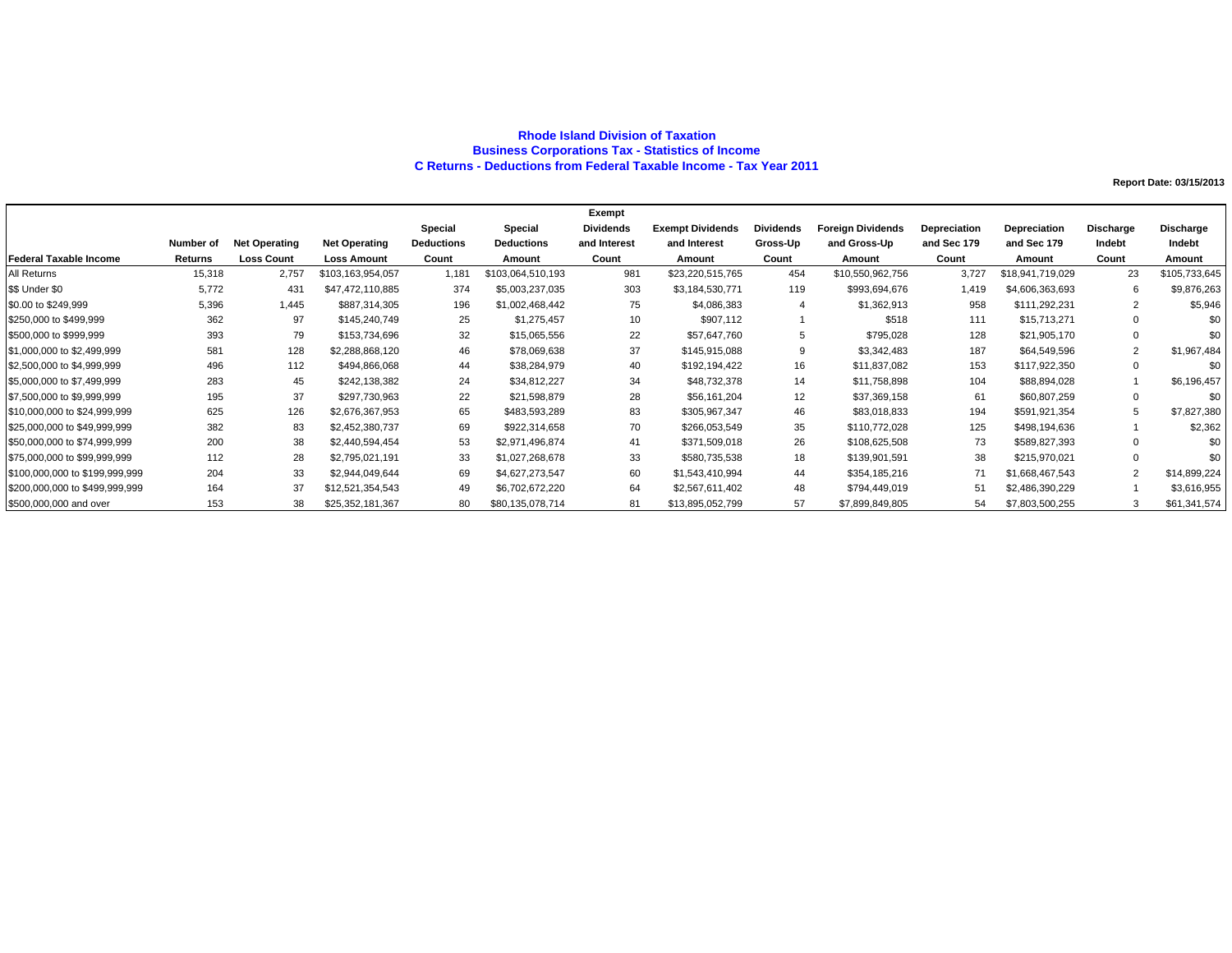# Rhode Island Division of Taxation
## Business Corporations Tax - Statistics of Income
## C Returns - Deductions from Federal Taxable Income - Tax Year 2011

Report Date: 03/15/2013

| Federal Taxable Income | Number of Returns | Net Operating Loss Count | Net Operating Loss Amount | Special Deductions Count | Special Deductions Amount | Exempt Dividends and Interest Count | Exempt Dividends and Interest Amount | Dividends Gross-Up Count | Foreign Dividends and Gross-Up Amount | Depreciation and Sec 179 Count | Depreciation and Sec 179 Amount | Discharge Indebt Count | Discharge Indebt Amount |
|---|---|---|---|---|---|---|---|---|---|---|---|---|---|
| All Returns | 15,318 | 2,757 | $103,163,954,057 | 1,181 | $103,064,510,193 | 981 | $23,220,515,765 | 454 | $10,550,962,756 | 3,727 | $18,941,719,029 | 23 | $105,733,645 |
| $$ Under $0 | 5,772 | 431 | $47,472,110,885 | 374 | $5,003,237,035 | 303 | $3,184,530,771 | 119 | $993,694,676 | 1,419 | $4,606,363,693 | 6 | $9,876,263 |
| $0.00 to $249,999 | 5,396 | 1,445 | $887,314,305 | 196 | $1,002,468,442 | 75 | $4,086,383 | 4 | $1,362,913 | 958 | $111,292,231 | 2 | $5,946 |
| $250,000 to $499,999 | 362 | 97 | $145,240,749 | 25 | $1,275,457 | 10 | $907,112 | 1 | $518 | 111 | $15,713,271 | 0 | $0 |
| $500,000 to $999,999 | 393 | 79 | $153,734,696 | 32 | $15,065,556 | 22 | $57,647,760 | 5 | $795,028 | 128 | $21,905,170 | 0 | $0 |
| $1,000,000 to $2,499,999 | 581 | 128 | $2,288,868,120 | 46 | $78,069,638 | 37 | $145,915,088 | 9 | $3,342,483 | 187 | $64,549,596 | 2 | $1,967,484 |
| $2,500,000 to $4,999,999 | 496 | 112 | $494,866,068 | 44 | $38,284,979 | 40 | $192,194,422 | 16 | $11,837,082 | 153 | $117,922,350 | 0 | $0 |
| $5,000,000 to $7,499,999 | 283 | 45 | $242,138,382 | 24 | $34,812,227 | 34 | $48,732,378 | 14 | $11,758,898 | 104 | $88,894,028 | 1 | $6,196,457 |
| $7,500,000 to $9,999,999 | 195 | 37 | $297,730,963 | 22 | $21,598,879 | 28 | $56,161,204 | 12 | $37,369,158 | 61 | $60,807,259 | 0 | $0 |
| $10,000,000 to $24,999,999 | 625 | 126 | $2,676,367,953 | 65 | $483,593,289 | 83 | $305,967,347 | 46 | $83,018,833 | 194 | $591,921,354 | 5 | $7,827,380 |
| $25,000,000 to $49,999,999 | 382 | 83 | $2,452,380,737 | 69 | $922,314,658 | 70 | $266,053,549 | 35 | $110,772,028 | 125 | $498,194,636 | 1 | $2,362 |
| $50,000,000 to $74,999,999 | 200 | 38 | $2,440,594,454 | 53 | $2,971,496,874 | 41 | $371,509,018 | 26 | $108,625,508 | 73 | $589,827,393 | 0 | $0 |
| $75,000,000 to $99,999,999 | 112 | 28 | $2,795,021,191 | 33 | $1,027,268,678 | 33 | $580,735,538 | 18 | $139,901,591 | 38 | $215,970,021 | 0 | $0 |
| $100,000,000 to $199,999,999 | 204 | 33 | $2,944,049,644 | 69 | $4,627,273,547 | 60 | $1,543,410,994 | 44 | $354,185,216 | 71 | $1,668,467,543 | 2 | $14,899,224 |
| $200,000,000 to $499,999,999 | 164 | 37 | $12,521,354,543 | 49 | $6,702,672,220 | 64 | $2,567,611,402 | 48 | $794,449,019 | 51 | $2,486,390,229 | 1 | $3,616,955 |
| $500,000,000 and over | 153 | 38 | $25,352,181,367 | 80 | $80,135,078,714 | 81 | $13,895,052,799 | 57 | $7,899,849,805 | 54 | $7,803,500,255 | 3 | $61,341,574 |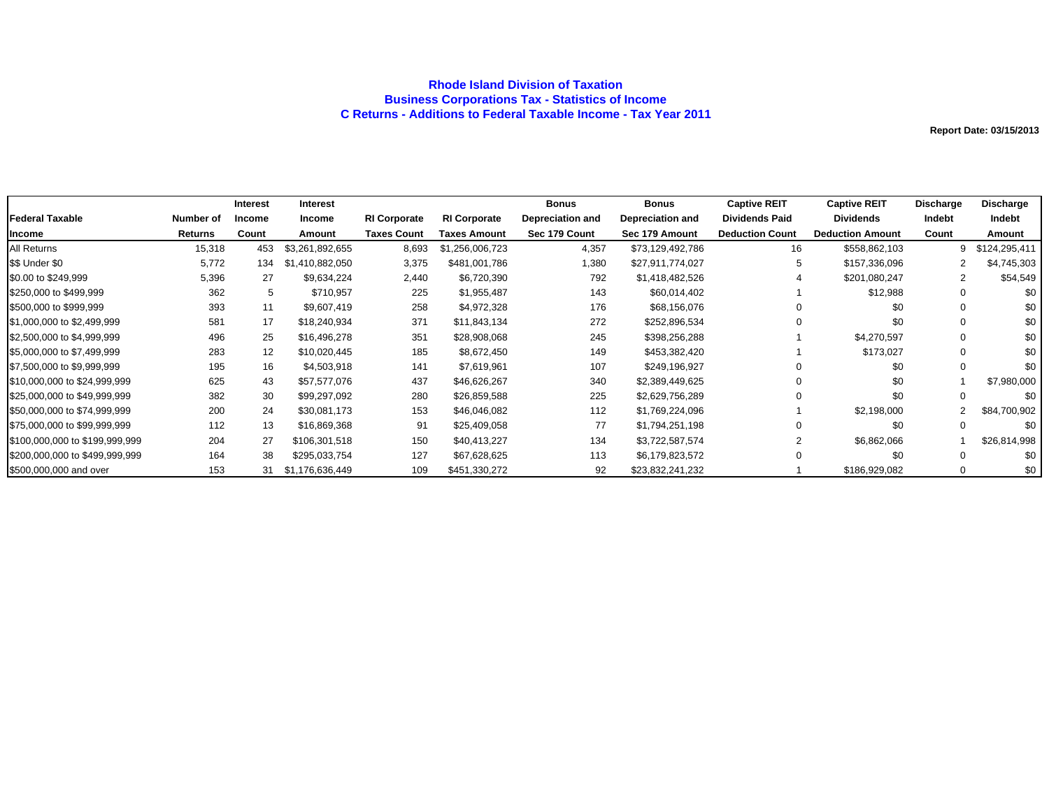# Rhode Island Division of Taxation
## Business Corporations Tax - Statistics of Income
## C Returns - Additions to Federal Taxable Income - Tax Year 2011

**Report Date: 03/15/2013**

| Federal Taxable Income | Number of Returns | Interest Income Count | Interest Income Amount | RI Corporate Taxes Count | RI Corporate Taxes Amount | Bonus Depreciation and Sec 179 Count | Bonus Depreciation and Sec 179 Amount | Captive REIT Dividends Paid Deduction Count | Captive REIT Dividends Deduction Amount | Discharge Indebt Count | Discharge Indebt Amount |
|---|---|---|---|---|---|---|---|---|---|---|---|
| All Returns | 15,318 | 453 | $3,261,892,655 | 8,693 | $1,256,006,723 | 4,357 | $73,129,492,786 | 16 | $558,862,103 | 9 | $124,295,411 |
| $$ Under $0 | 5,772 | 134 | $1,410,882,050 | 3,375 | $481,001,786 | 1,380 | $27,911,774,027 | 5 | $157,336,096 | 2 | $4,745,303 |
| $0.00 to $249,999 | 5,396 | 27 | $9,634,224 | 2,440 | $6,720,390 | 792 | $1,418,482,526 | 4 | $201,080,247 | 2 | $54,549 |
| $250,000 to $499,999 | 362 | 5 | $710,957 | 225 | $1,955,487 | 143 | $60,014,402 | 1 | $12,988 | 0 | $0 |
| $500,000 to $999,999 | 393 | 11 | $9,607,419 | 258 | $4,972,328 | 176 | $68,156,076 | 0 | $0 | 0 | $0 |
| $1,000,000 to $2,499,999 | 581 | 17 | $18,240,934 | 371 | $11,843,134 | 272 | $252,896,534 | 0 | $0 | 0 | $0 |
| $2,500,000 to $4,999,999 | 496 | 25 | $16,496,278 | 351 | $28,908,068 | 245 | $398,256,288 | 1 | $4,270,597 | 0 | $0 |
| $5,000,000 to $7,499,999 | 283 | 12 | $10,020,445 | 185 | $8,672,450 | 149 | $453,382,420 | 1 | $173,027 | 0 | $0 |
| $7,500,000 to $9,999,999 | 195 | 16 | $4,503,918 | 141 | $7,619,961 | 107 | $249,196,927 | 0 | $0 | 0 | $0 |
| $10,000,000 to $24,999,999 | 625 | 43 | $57,577,076 | 437 | $46,626,267 | 340 | $2,389,449,625 | 0 | $0 | 1 | $7,980,000 |
| $25,000,000 to $49,999,999 | 382 | 30 | $99,297,092 | 280 | $26,859,588 | 225 | $2,629,756,289 | 0 | $0 | 0 | $0 |
| $50,000,000 to $74,999,999 | 200 | 24 | $30,081,173 | 153 | $46,046,082 | 112 | $1,769,224,096 | 1 | $2,198,000 | 2 | $84,700,902 |
| $75,000,000 to $99,999,999 | 112 | 13 | $16,869,368 | 91 | $25,409,058 | 77 | $1,794,251,198 | 0 | $0 | 0 | $0 |
| $100,000,000 to $199,999,999 | 204 | 27 | $106,301,518 | 150 | $40,413,227 | 134 | $3,722,587,574 | 2 | $6,862,066 | 1 | $26,814,998 |
| $200,000,000 to $499,999,999 | 164 | 38 | $295,033,754 | 127 | $67,628,625 | 113 | $6,179,823,572 | 0 | $0 | 0 | $0 |
| $500,000,000 and over | 153 | 31 | $1,176,636,449 | 109 | $451,330,272 | 92 | $23,832,241,232 | 1 | $186,929,082 | 0 | $0 |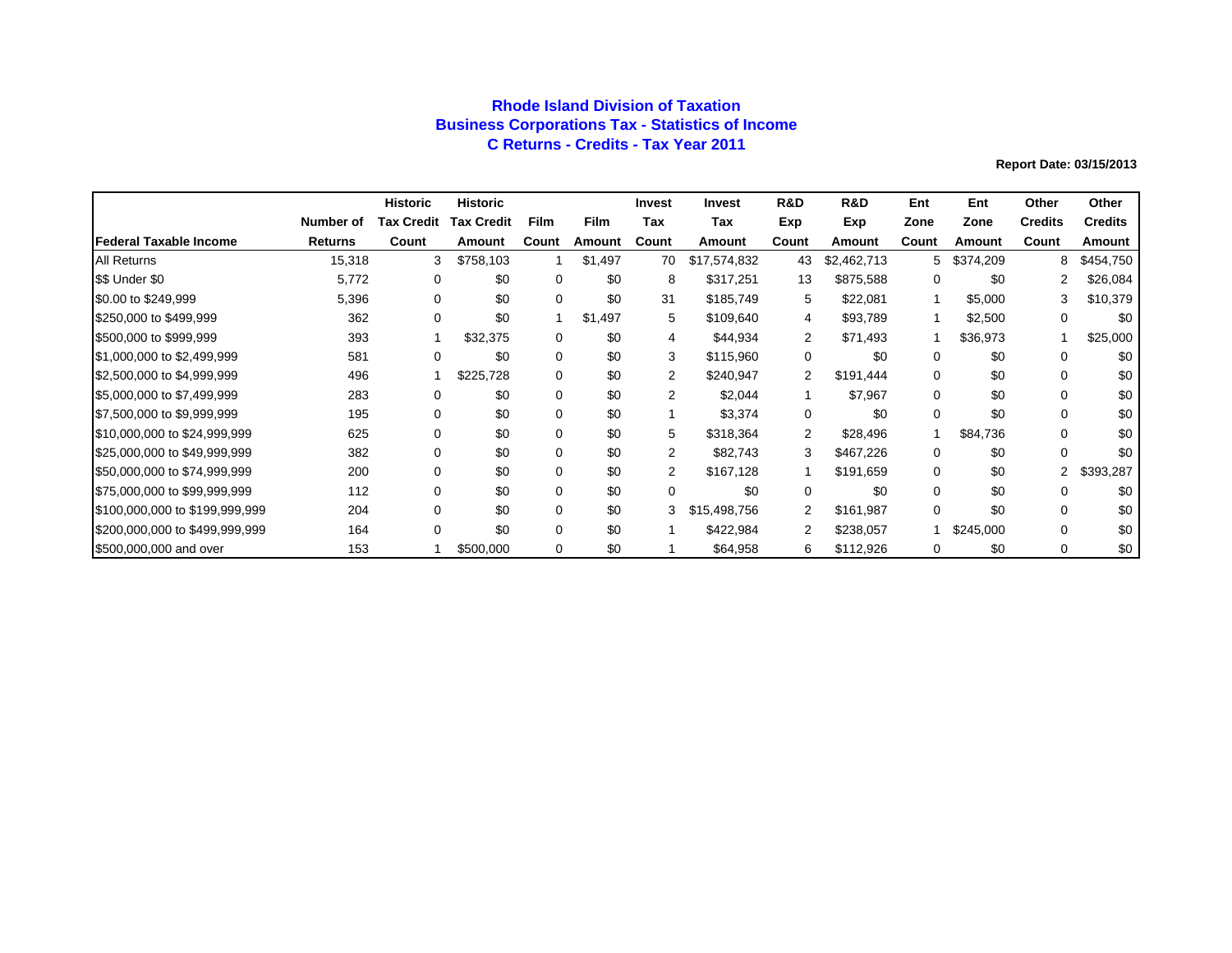# Rhode Island Division of Taxation
## Business Corporations Tax - Statistics of Income
### C Returns - Credits - Tax Year 2011

**Report Date: 03/15/2013**

| Federal Taxable Income | Number of Returns | Historic Tax Credit Count | Historic Tax Credit Amount | Film Count | Film Amount | Invest Tax Count | Invest Tax Amount | R&D Exp Count | R&D Exp Amount | Ent Zone Count | Ent Zone Amount | Other Credits Count | Other Credits Amount |
|---|---|---|---|---|---|---|---|---|---|---|---|---|---|
| All Returns | 15,318 | 3 | $758,103 | 1 | $1,497 | 70 | $17,574,832 | 43 | $2,462,713 | 5 | $374,209 | 8 | $454,750 |
| $$ Under $0 | 5,772 | 0 | $0 | 0 | $0 | 8 | $317,251 | 13 | $875,588 | 0 | $0 | 2 | $26,084 |
| $0.00 to $249,999 | 5,396 | 0 | $0 | 0 | $0 | 31 | $185,749 | 5 | $22,081 | 1 | $5,000 | 3 | $10,379 |
| $250,000 to $499,999 | 362 | 0 | $0 | 1 | $1,497 | 5 | $109,640 | 4 | $93,789 | 1 | $2,500 | 0 | $0 |
| $500,000 to $999,999 | 393 | 1 | $32,375 | 0 | $0 | 4 | $44,934 | 2 | $71,493 | 1 | $36,973 | 1 | $25,000 |
| $1,000,000 to $2,499,999 | 581 | 0 | $0 | 0 | $0 | 3 | $115,960 | 0 | $0 | 0 | $0 | 0 | $0 |
| $2,500,000 to $4,999,999 | 496 | 1 | $225,728 | 0 | $0 | 2 | $240,947 | 2 | $191,444 | 0 | $0 | 0 | $0 |
| $5,000,000 to $7,499,999 | 283 | 0 | $0 | 0 | $0 | 2 | $2,044 | 1 | $7,967 | 0 | $0 | 0 | $0 |
| $7,500,000 to $9,999,999 | 195 | 0 | $0 | 0 | $0 | 1 | $3,374 | 0 | $0 | 0 | $0 | 0 | $0 |
| $10,000,000 to $24,999,999 | 625 | 0 | $0 | 0 | $0 | 5 | $318,364 | 2 | $28,496 | 1 | $84,736 | 0 | $0 |
| $25,000,000 to $49,999,999 | 382 | 0 | $0 | 0 | $0 | 2 | $82,743 | 3 | $467,226 | 0 | $0 | 0 | $0 |
| $50,000,000 to $74,999,999 | 200 | 0 | $0 | 0 | $0 | 2 | $167,128 | 1 | $191,659 | 0 | $0 | 2 | $393,287 |
| $75,000,000 to $99,999,999 | 112 | 0 | $0 | 0 | $0 | 0 | $0 | 0 | $0 | 0 | $0 | 0 | $0 |
| $100,000,000 to $199,999,999 | 204 | 0 | $0 | 0 | $0 | 3 | $15,498,756 | 2 | $161,987 | 0 | $0 | 0 | $0 |
| $200,000,000 to $499,999,999 | 164 | 0 | $0 | 0 | $0 | 1 | $422,984 | 2 | $238,057 | 1 | $245,000 | 0 | $0 |
| $500,000,000 and over | 153 | 1 | $500,000 | 0 | $0 | 1 | $64,958 | 6 | $112,926 | 0 | $0 | 0 | $0 |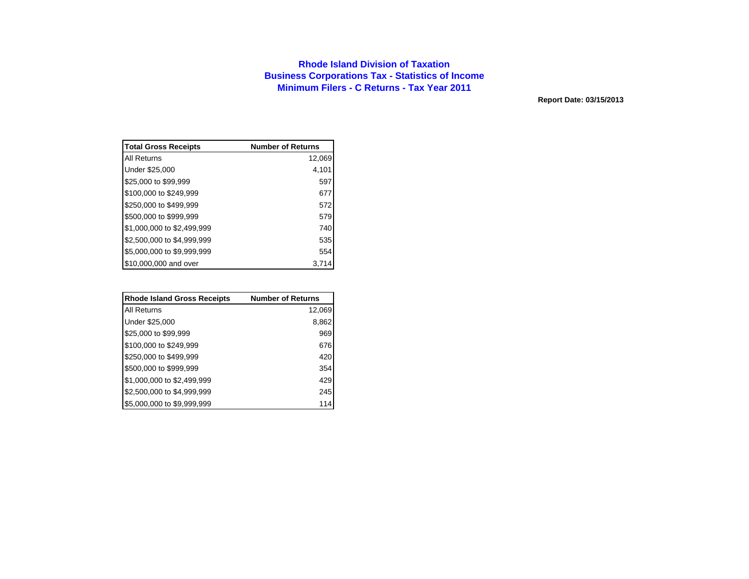# Rhode Island Division of Taxation
## Business Corporations Tax - Statistics of Income
## Minimum Filers - C Returns - Tax Year 2011

**Report Date: 03/15/2013**

| Total Gross Receipts | Number of Returns |
|---|---|
| All Returns | 12,069 |
| Under $25,000 | 4,101 |
| $25,000 to $99,999 | 597 |
| $100,000 to $249,999 | 677 |
| $250,000 to $499,999 | 572 |
| $500,000 to $999,999 | 579 |
| $1,000,000 to $2,499,999 | 740 |
| $2,500,000 to $4,999,999 | 535 |
| $5,000,000 to $9,999,999 | 554 |
| $10,000,000 and over | 3,714 |

| Rhode Island Gross Receipts | Number of Returns |
|---|---|
| All Returns | 12,069 |
| Under $25,000 | 8,862 |
| $25,000 to $99,999 | 969 |
| $100,000 to $249,999 | 676 |
| $250,000 to $499,999 | 420 |
| $500,000 to $999,999 | 354 |
| $1,000,000 to $2,499,999 | 429 |
| $2,500,000 to $4,999,999 | 245 |
| $5,000,000 to $9,999,999 | 114 |